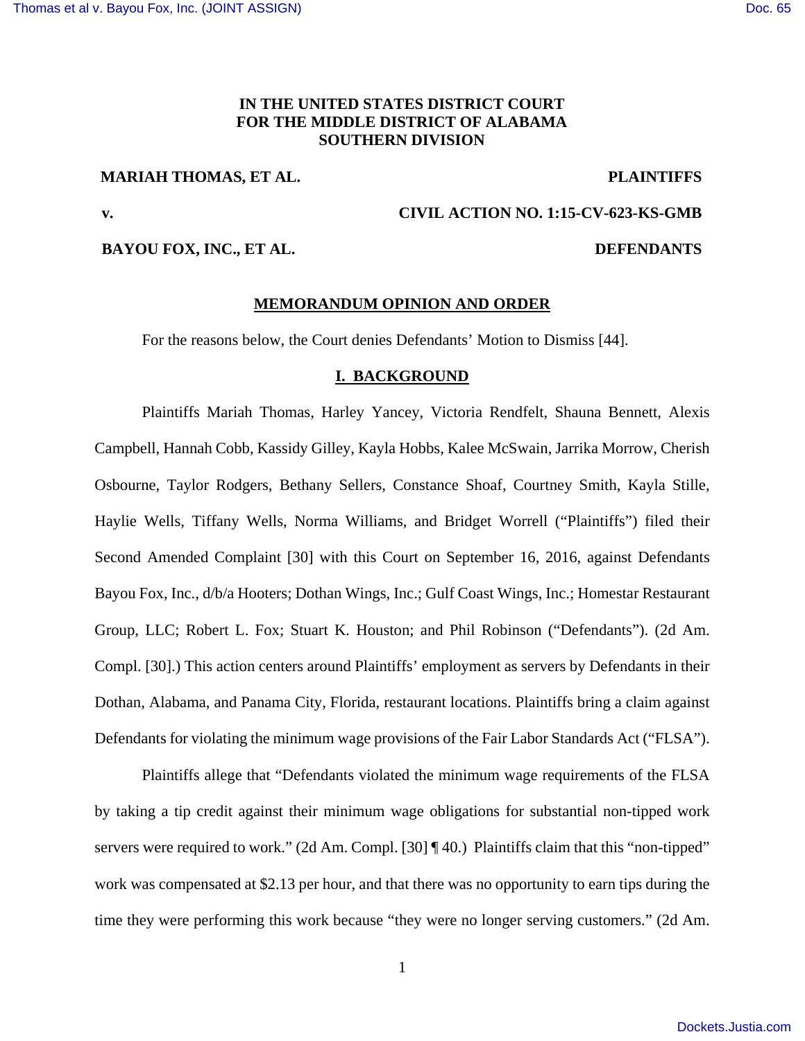**IN THE UNITED STATES DISTRICT COURT**
**FOR THE MIDDLE DISTRICT OF ALABAMA**
**SOUTHERN DIVISION**

**MARIAH THOMAS, ET AL.** **PLAINTIFFS**

**v.** **CIVIL ACTION NO. 1:15-CV-623-KS-GMB**

**BAYOU FOX, INC., ET AL.** **DEFENDANTS**

**MEMORANDUM OPINION AND ORDER**

For the reasons below, the Court denies Defendants' Motion to Dismiss [44].

## I. BACKGROUND

Plaintiffs Mariah Thomas, Harley Yancey, Victoria Rendfelt, Shauna Bennett, Alexis Campbell, Hannah Cobb, Kassidy Gilley, Kayla Hobbs, Kalee McSwain, Jarrika Morrow, Cherish Osbourne, Taylor Rodgers, Bethany Sellers, Constance Shoaf, Courtney Smith, Kayla Stille, Haylie Wells, Tiffany Wells, Norma Williams, and Bridget Worrell ("Plaintiffs") filed their Second Amended Complaint [30] with this Court on September 16, 2016, against Defendants Bayou Fox, Inc., d/b/a Hooters; Dothan Wings, Inc.; Gulf Coast Wings, Inc.; Homestar Restaurant Group, LLC; Robert L. Fox; Stuart K. Houston; and Phil Robinson ("Defendants"). (2d Am. Compl. [30].) This action centers around Plaintiffs' employment as servers by Defendants in their Dothan, Alabama, and Panama City, Florida, restaurant locations. Plaintiffs bring a claim against Defendants for violating the minimum wage provisions of the Fair Labor Standards Act ("FLSA").

Plaintiffs allege that "Defendants violated the minimum wage requirements of the FLSA by taking a tip credit against their minimum wage obligations for substantial non-tipped work servers were required to work." (2d Am. Compl. [30] ¶ 40.) Plaintiffs claim that this "non-tipped" work was compensated at $2.13 per hour, and that there was no opportunity to earn tips during the time they were performing this work because "they were no longer serving customers." (2d Am.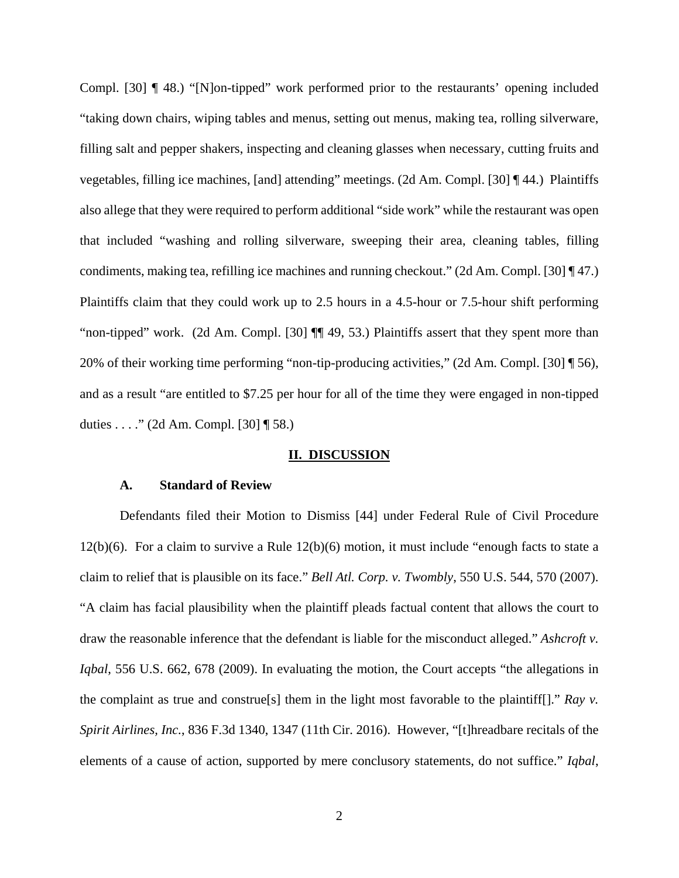Compl. [30] ¶ 48.) "[N]on-tipped" work performed prior to the restaurants' opening included "taking down chairs, wiping tables and menus, setting out menus, making tea, rolling silverware, filling salt and pepper shakers, inspecting and cleaning glasses when necessary, cutting fruits and vegetables, filling ice machines, [and] attending" meetings. (2d Am. Compl. [30] ¶ 44.) Plaintiffs also allege that they were required to perform additional "side work" while the restaurant was open that included "washing and rolling silverware, sweeping their area, cleaning tables, filling condiments, making tea, refilling ice machines and running checkout." (2d Am. Compl. [30] ¶ 47.) Plaintiffs claim that they could work up to 2.5 hours in a 4.5-hour or 7.5-hour shift performing "non-tipped" work. (2d Am. Compl. [30] ¶¶ 49, 53.) Plaintiffs assert that they spent more than 20% of their working time performing "non-tip-producing activities," (2d Am. Compl. [30] ¶ 56), and as a result "are entitled to $7.25 per hour for all of the time they were engaged in non-tipped duties . . . ." (2d Am. Compl. [30] ¶ 58.)

## II. DISCUSSION

### A. Standard of Review

Defendants filed their Motion to Dismiss [44] under Federal Rule of Civil Procedure 12(b)(6). For a claim to survive a Rule 12(b)(6) motion, it must include "enough facts to state a claim to relief that is plausible on its face." *Bell Atl. Corp. v. Twombly*, 550 U.S. 544, 570 (2007). "A claim has facial plausibility when the plaintiff pleads factual content that allows the court to draw the reasonable inference that the defendant is liable for the misconduct alleged." *Ashcroft v. Iqbal*, 556 U.S. 662, 678 (2009). In evaluating the motion, the Court accepts "the allegations in the complaint as true and construe[s] them in the light most favorable to the plaintiff[]." *Ray v. Spirit Airlines, Inc.*, 836 F.3d 1340, 1347 (11th Cir. 2016). However, "[t]hreadbare recitals of the elements of a cause of action, supported by mere conclusory statements, do not suffice." *Iqbal*,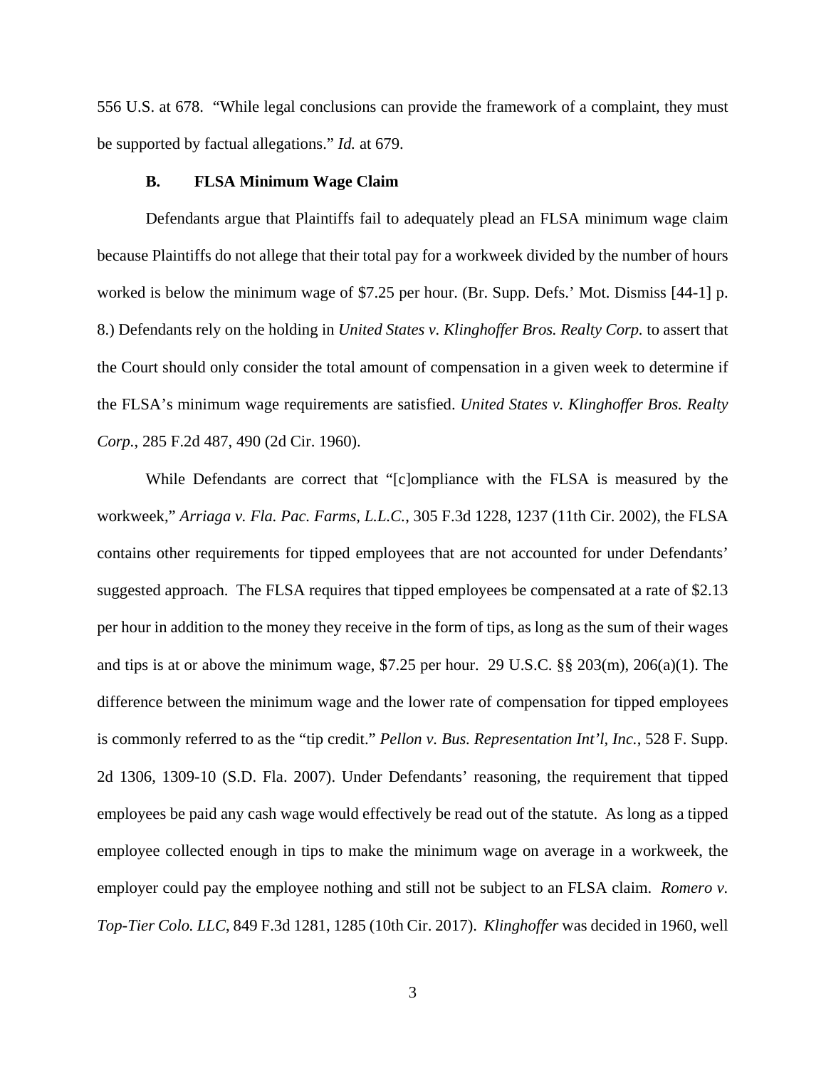556 U.S. at 678. "While legal conclusions can provide the framework of a complaint, they must be supported by factual allegations." *Id.* at 679.

### B. FLSA Minimum Wage Claim

Defendants argue that Plaintiffs fail to adequately plead an FLSA minimum wage claim because Plaintiffs do not allege that their total pay for a workweek divided by the number of hours worked is below the minimum wage of $7.25 per hour. (Br. Supp. Defs.' Mot. Dismiss [44-1] p. 8.) Defendants rely on the holding in *United States v. Klinghoffer Bros. Realty Corp.* to assert that the Court should only consider the total amount of compensation in a given week to determine if the FLSA's minimum wage requirements are satisfied. *United States v. Klinghoffer Bros. Realty Corp.*, 285 F.2d 487, 490 (2d Cir. 1960).

While Defendants are correct that "[c]ompliance with the FLSA is measured by the workweek," *Arriaga v. Fla. Pac. Farms, L.L.C.*, 305 F.3d 1228, 1237 (11th Cir. 2002), the FLSA contains other requirements for tipped employees that are not accounted for under Defendants' suggested approach. The FLSA requires that tipped employees be compensated at a rate of $2.13 per hour in addition to the money they receive in the form of tips, as long as the sum of their wages and tips is at or above the minimum wage, $7.25 per hour. 29 U.S.C. §§ 203(m), 206(a)(1). The difference between the minimum wage and the lower rate of compensation for tipped employees is commonly referred to as the "tip credit." *Pellon v. Bus. Representation Int'l, Inc.*, 528 F. Supp. 2d 1306, 1309-10 (S.D. Fla. 2007). Under Defendants' reasoning, the requirement that tipped employees be paid any cash wage would effectively be read out of the statute. As long as a tipped employee collected enough in tips to make the minimum wage on average in a workweek, the employer could pay the employee nothing and still not be subject to an FLSA claim. *Romero v. Top-Tier Colo. LLC*, 849 F.3d 1281, 1285 (10th Cir. 2017). *Klinghoffer* was decided in 1960, well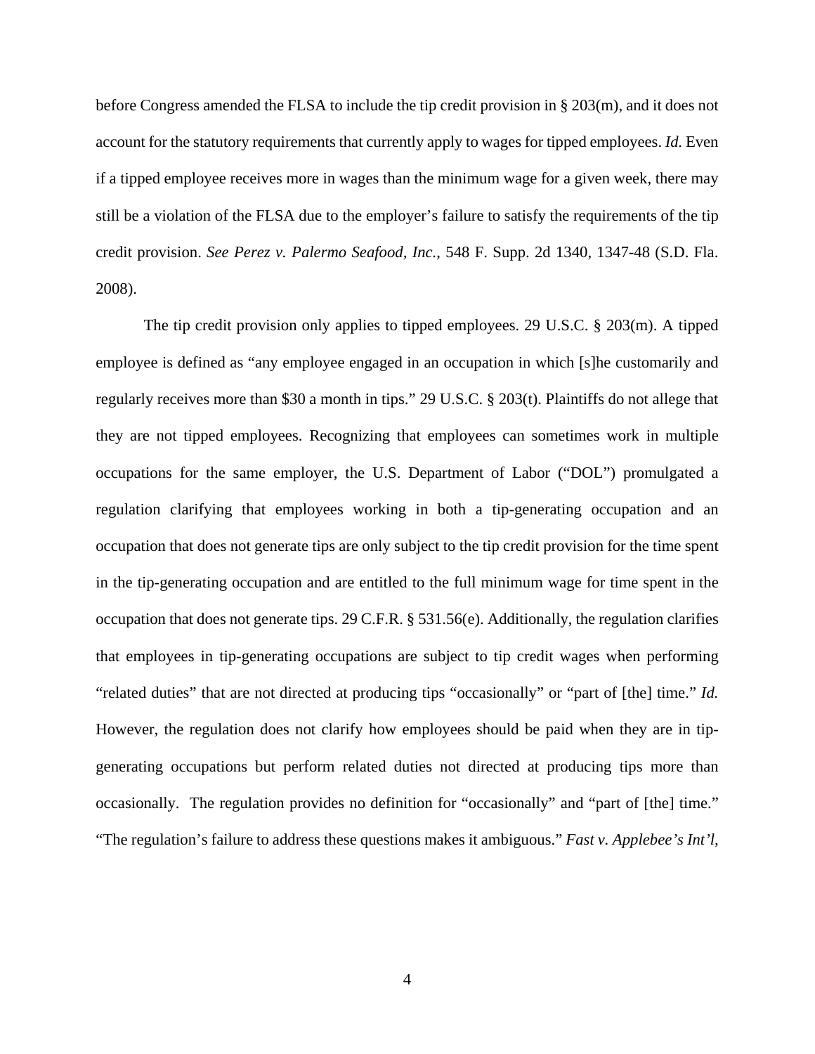before Congress amended the FLSA to include the tip credit provision in § 203(m), and it does not account for the statutory requirements that currently apply to wages for tipped employees. *Id.* Even if a tipped employee receives more in wages than the minimum wage for a given week, there may still be a violation of the FLSA due to the employer's failure to satisfy the requirements of the tip credit provision. *See Perez v. Palermo Seafood, Inc.*, 548 F. Supp. 2d 1340, 1347-48 (S.D. Fla. 2008).

The tip credit provision only applies to tipped employees. 29 U.S.C. § 203(m). A tipped employee is defined as "any employee engaged in an occupation in which [s]he customarily and regularly receives more than $30 a month in tips." 29 U.S.C. § 203(t). Plaintiffs do not allege that they are not tipped employees. Recognizing that employees can sometimes work in multiple occupations for the same employer, the U.S. Department of Labor ("DOL") promulgated a regulation clarifying that employees working in both a tip-generating occupation and an occupation that does not generate tips are only subject to the tip credit provision for the time spent in the tip-generating occupation and are entitled to the full minimum wage for time spent in the occupation that does not generate tips. 29 C.F.R. § 531.56(e). Additionally, the regulation clarifies that employees in tip-generating occupations are subject to tip credit wages when performing "related duties" that are not directed at producing tips "occasionally" or "part of [the] time." *Id.* However, the regulation does not clarify how employees should be paid when they are in tip-generating occupations but perform related duties not directed at producing tips more than occasionally. The regulation provides no definition for "occasionally" and "part of [the] time." "The regulation's failure to address these questions makes it ambiguous." *Fast v. Applebee's Int'l,*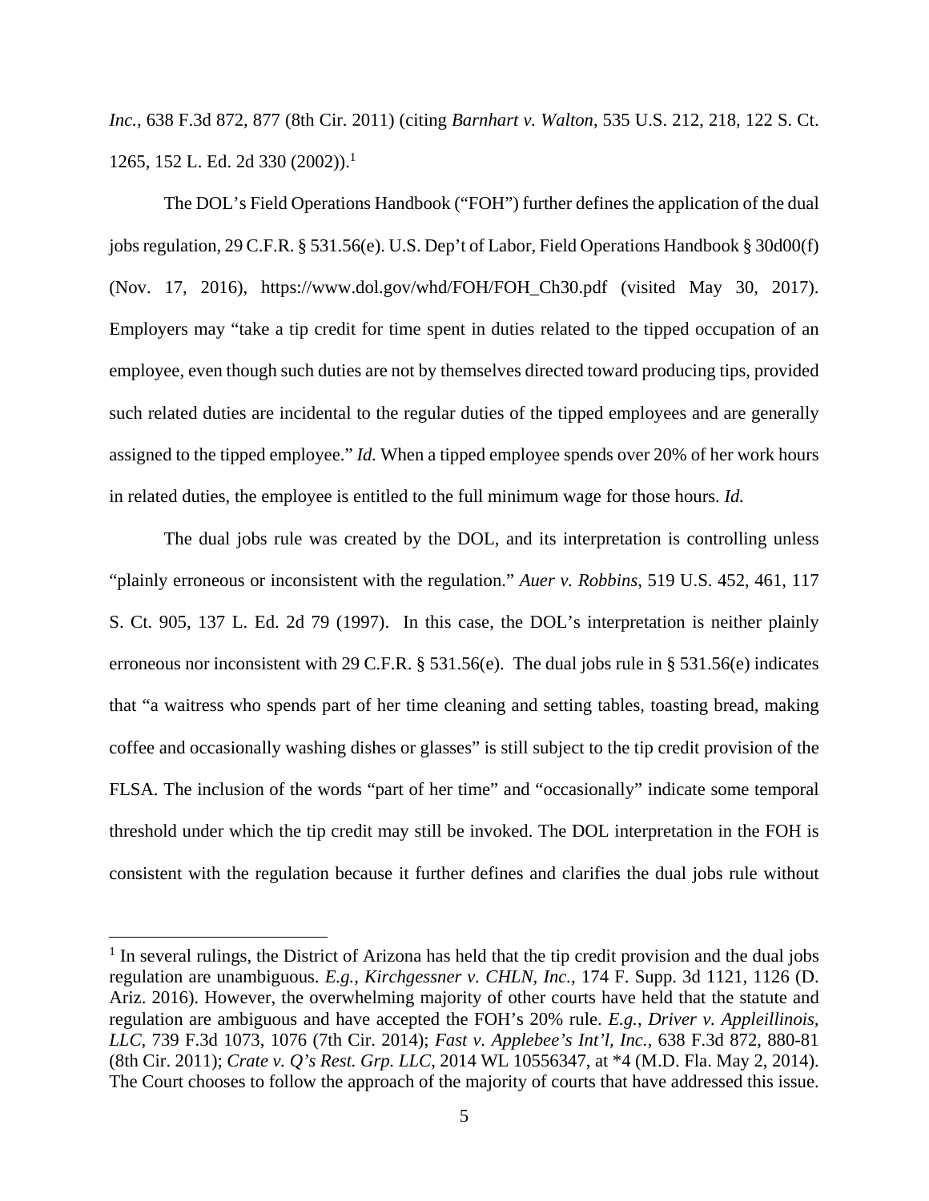*Inc.*, 638 F.3d 872, 877 (8th Cir. 2011) (citing *Barnhart v. Walton*, 535 U.S. 212, 218, 122 S. Ct. 1265, 152 L. Ed. 2d 330 (2002)).[1]

The DOL's Field Operations Handbook ("FOH") further defines the application of the dual jobs regulation, 29 C.F.R. § 531.56(e). U.S. Dep't of Labor, Field Operations Handbook § 30d00(f) (Nov. 17, 2016), https://www.dol.gov/whd/FOH/FOH_Ch30.pdf (visited May 30, 2017). Employers may "take a tip credit for time spent in duties related to the tipped occupation of an employee, even though such duties are not by themselves directed toward producing tips, provided such related duties are incidental to the regular duties of the tipped employees and are generally assigned to the tipped employee." *Id.* When a tipped employee spends over 20% of her work hours in related duties, the employee is entitled to the full minimum wage for those hours. *Id.*

The dual jobs rule was created by the DOL, and its interpretation is controlling unless "plainly erroneous or inconsistent with the regulation." *Auer v. Robbins*, 519 U.S. 452, 461, 117 S. Ct. 905, 137 L. Ed. 2d 79 (1997). In this case, the DOL's interpretation is neither plainly erroneous nor inconsistent with 29 C.F.R. § 531.56(e). The dual jobs rule in § 531.56(e) indicates that "a waitress who spends part of her time cleaning and setting tables, toasting bread, making coffee and occasionally washing dishes or glasses" is still subject to the tip credit provision of the FLSA. The inclusion of the words "part of her time" and "occasionally" indicate some temporal threshold under which the tip credit may still be invoked. The DOL interpretation in the FOH is consistent with the regulation because it further defines and clarifies the dual jobs rule without

---

[1] In several rulings, the District of Arizona has held that the tip credit provision and the dual jobs regulation are unambiguous. *E.g.*, *Kirchgessner v. CHLN, Inc.*, 174 F. Supp. 3d 1121, 1126 (D. Ariz. 2016). However, the overwhelming majority of other courts have held that the statute and regulation are ambiguous and have accepted the FOH's 20% rule. *E.g.*, *Driver v. Appleillinois, LLC*, 739 F.3d 1073, 1076 (7th Cir. 2014); *Fast v. Applebee's Int'l, Inc.*, 638 F.3d 872, 880-81 (8th Cir. 2011); *Crate v. Q's Rest. Grp. LLC*, 2014 WL 10556347, at *4 (M.D. Fla. May 2, 2014). The Court chooses to follow the approach of the majority of courts that have addressed this issue.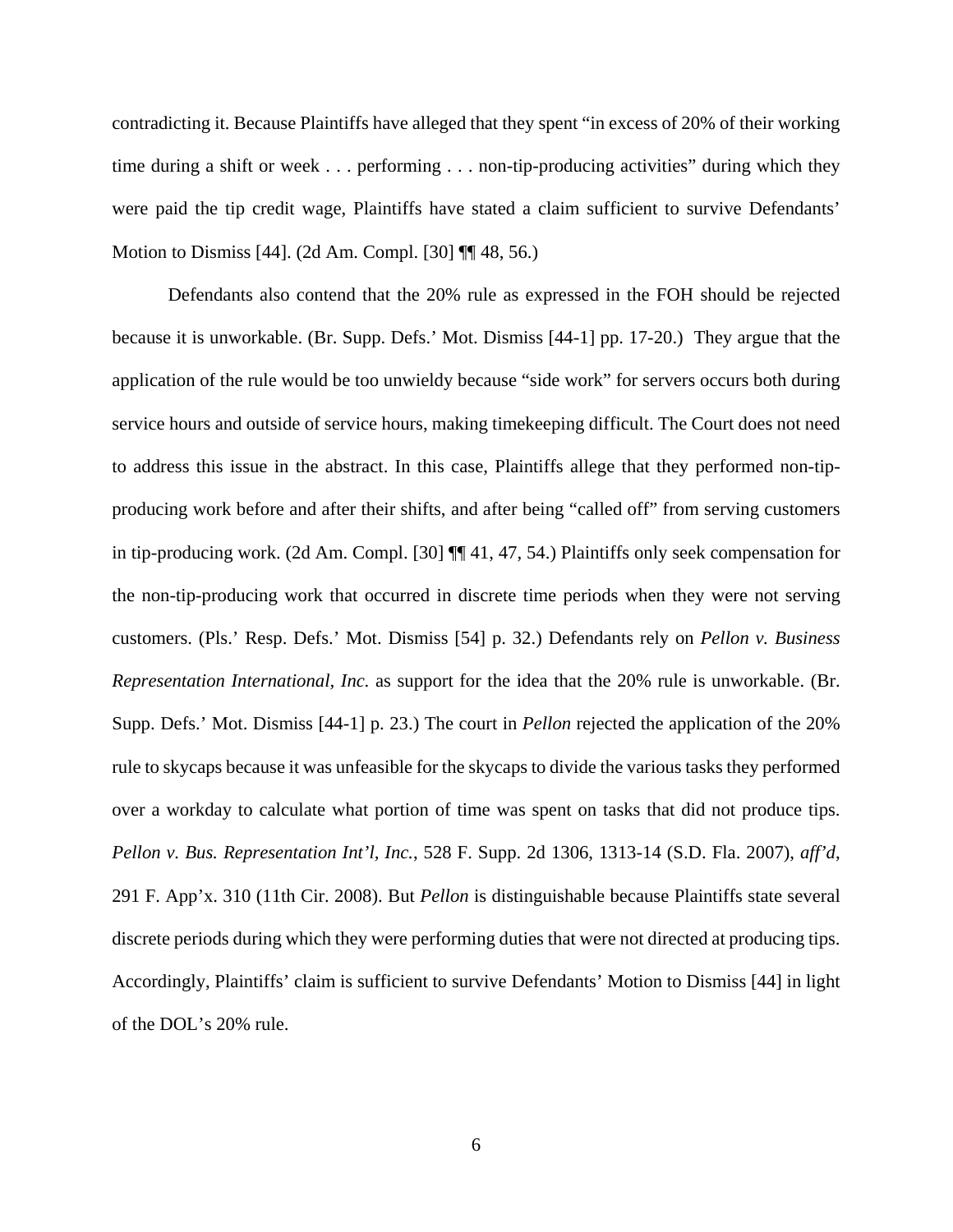contradicting it. Because Plaintiffs have alleged that they spent "in excess of 20% of their working time during a shift or week . . . performing . . . non-tip-producing activities" during which they were paid the tip credit wage, Plaintiffs have stated a claim sufficient to survive Defendants' Motion to Dismiss [44]. (2d Am. Compl. [30] ¶¶ 48, 56.)

Defendants also contend that the 20% rule as expressed in the FOH should be rejected because it is unworkable. (Br. Supp. Defs.' Mot. Dismiss [44-1] pp. 17-20.) They argue that the application of the rule would be too unwieldy because "side work" for servers occurs both during service hours and outside of service hours, making timekeeping difficult. The Court does not need to address this issue in the abstract. In this case, Plaintiffs allege that they performed non-tip-producing work before and after their shifts, and after being "called off" from serving customers in tip-producing work. (2d Am. Compl. [30] ¶¶ 41, 47, 54.) Plaintiffs only seek compensation for the non-tip-producing work that occurred in discrete time periods when they were not serving customers. (Pls.' Resp. Defs.' Mot. Dismiss [54] p. 32.) Defendants rely on *Pellon v. Business Representation International, Inc.* as support for the idea that the 20% rule is unworkable. (Br. Supp. Defs.' Mot. Dismiss [44-1] p. 23.) The court in *Pellon* rejected the application of the 20% rule to skycaps because it was unfeasible for the skycaps to divide the various tasks they performed over a workday to calculate what portion of time was spent on tasks that did not produce tips. *Pellon v. Bus. Representation Int'l, Inc.*, 528 F. Supp. 2d 1306, 1313-14 (S.D. Fla. 2007), *aff'd*, 291 F. App'x. 310 (11th Cir. 2008). But *Pellon* is distinguishable because Plaintiffs state several discrete periods during which they were performing duties that were not directed at producing tips. Accordingly, Plaintiffs' claim is sufficient to survive Defendants' Motion to Dismiss [44] in light of the DOL's 20% rule.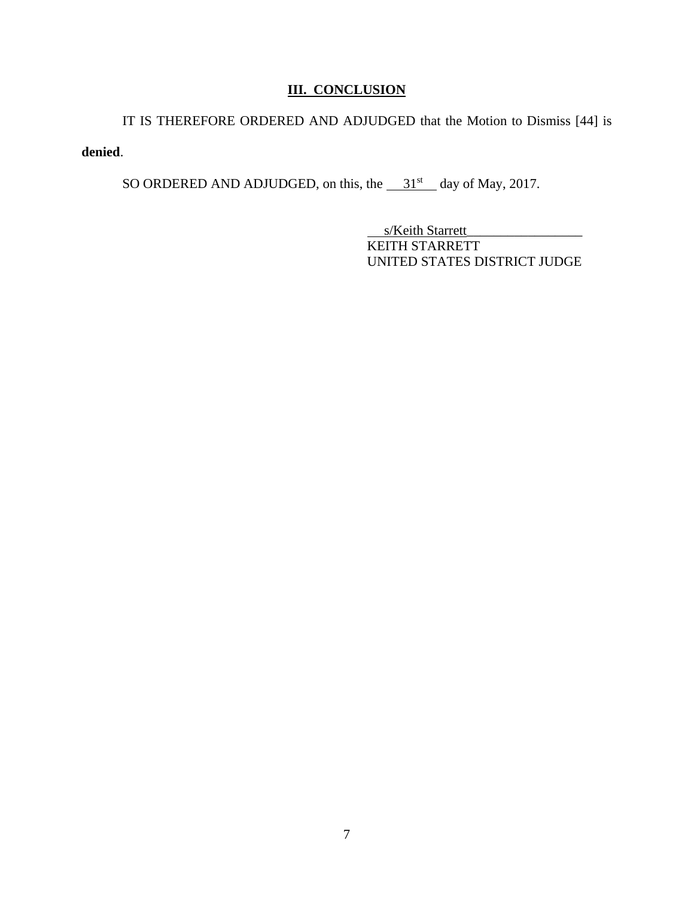## III. CONCLUSION

IT IS THEREFORE ORDERED AND ADJUDGED that the Motion to Dismiss [44] is **denied**.

SO ORDERED AND ADJUDGED, on this, the 31st day of May, 2017.

s/Keith Starrett
KEITH STARRETT
UNITED STATES DISTRICT JUDGE